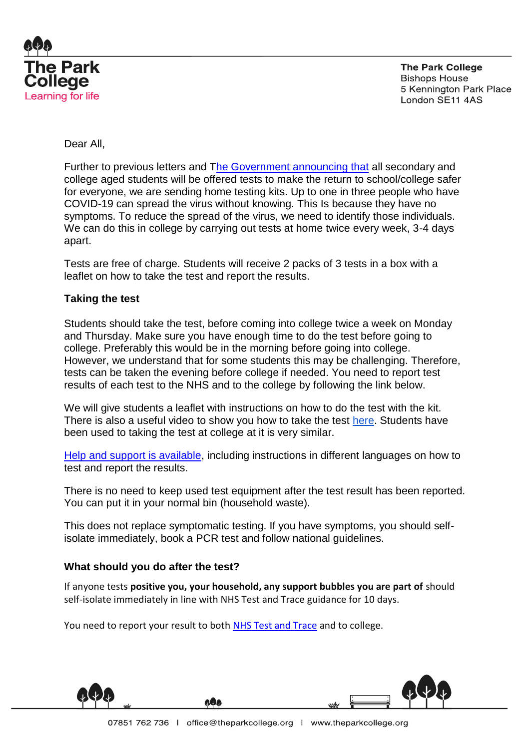The Park College
Learning for life

**The Park College**
Bishops House
5 Kennington Park Place
London SE11 4AS

Dear All,

Further to previous letters and The Government announcing that all secondary and college aged students will be offered tests to make the return to school/college safer for everyone, we are sending home testing kits. Up to one in three people who have COVID-19 can spread the virus without knowing. This Is because they have no symptoms. To reduce the spread of the virus, we need to identify those individuals. We can do this in college by carrying out tests at home twice every week, 3-4 days apart.

Tests are free of charge. Students will receive 2 packs of 3 tests in a box with a leaflet on how to take the test and report the results.

**Taking the test**

Students should take the test, before coming into college twice a week on Monday and Thursday. Make sure you have enough time to do the test before going to college. Preferably this would be in the morning before going into college. However, we understand that for some students this may be challenging. Therefore, tests can be taken the evening before college if needed. You need to report test results of each test to the NHS and to the college by following the link below.

We will give students a leaflet with instructions on how to do the test with the kit. There is also a useful video to show you how to take the test here. Students have been used to taking the test at college at it is very similar.

Help and support is available, including instructions in different languages on how to test and report the results.

There is no need to keep used test equipment after the test result has been reported. You can put it in your normal bin (household waste).

This does not replace symptomatic testing. If you have symptoms, you should self-isolate immediately, book a PCR test and follow national guidelines.

**What should you do after the test?**

If anyone tests **positive you, your household, any support bubbles you are part of** should self-isolate immediately in line with NHS Test and Trace guidance for 10 days.

You need to report your result to both NHS Test and Trace and to college.

07851 762 736 | office@theparkcollege.org | www.theparkcollege.org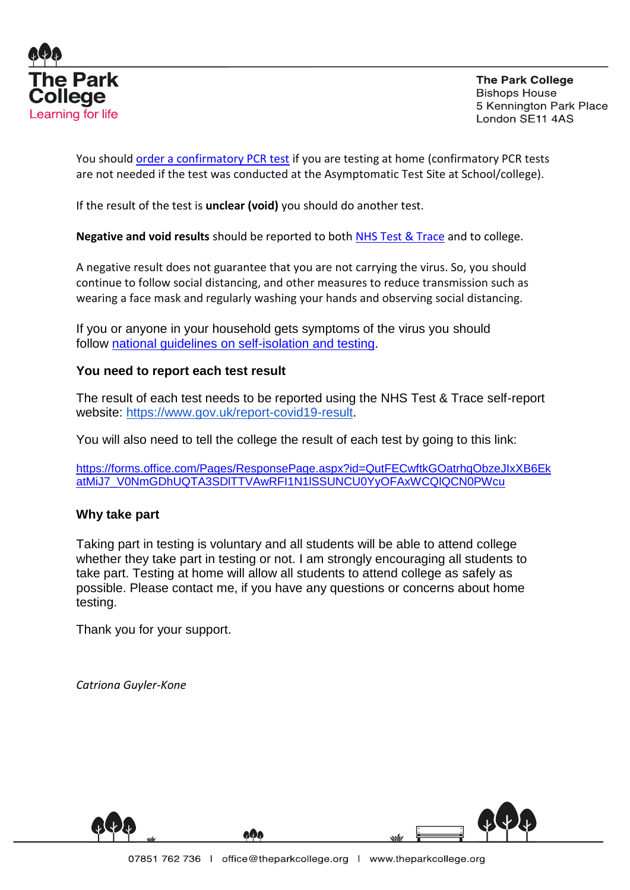You should order a confirmatory PCR test if you are testing at home (confirmatory PCR tests are not needed if the test was conducted at the Asymptomatic Test Site at School/college).

If the result of the test is **unclear (void)** you should do another test.

**Negative and void results** should be reported to both NHS Test & Trace and to college.

A negative result does not guarantee that you are not carrying the virus. So, you should continue to follow social distancing, and other measures to reduce transmission such as wearing a face mask and regularly washing your hands and observing social distancing.

If you or anyone in your household gets symptoms of the virus you should follow national guidelines on self-isolation and testing.

**You need to report each test result**

The result of each test needs to be reported using the NHS Test & Trace self-report website: https://www.gov.uk/report-covid19-result.

You will also need to tell the college the result of each test by going to this link:

https://forms.office.com/Pages/ResponsePage.aspx?id=QutFECwftkGOatrhqObzeJIxXB6EkatMiJ7_V0NmGDhUQTA3SDlTTVAwRFI1N1lSSUNCU0YyOFAxWCQlQCN0PWcu

**Why take part**

Taking part in testing is voluntary and all students will be able to attend college whether they take part in testing or not. I am strongly encouraging all students to take part. Testing at home will allow all students to attend college as safely as possible. Please contact me, if you have any questions or concerns about home testing.

Thank you for your support.

*Catriona Guyler-Kone*